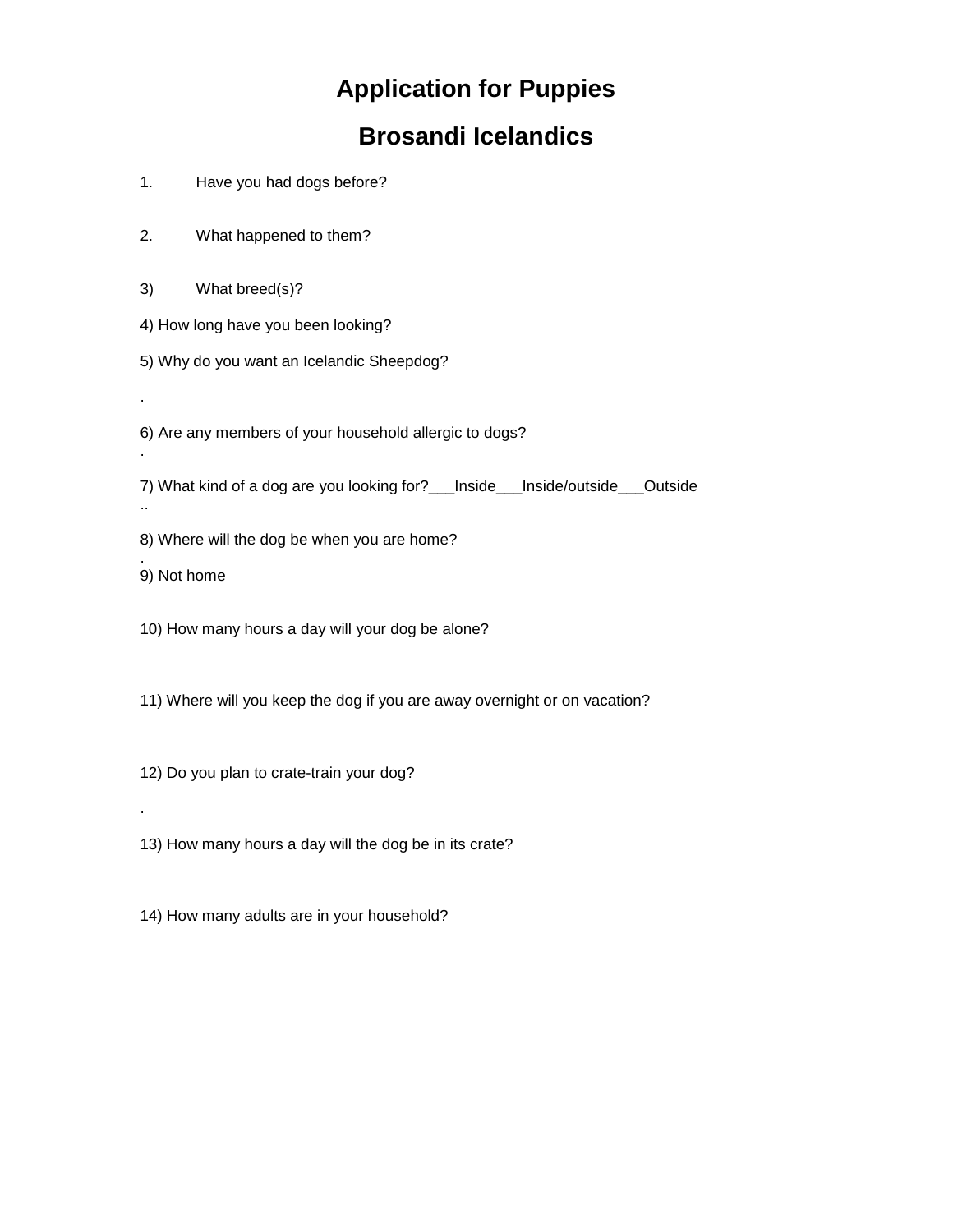# Application for Puppies

# Brosandi Icelandics

1. Have you had dogs before?

2. What happened to them?

3) What breed(s)?

4) How long have you been looking?

5) Why do you want an Icelandic Sheepdog?

.

6) Are any members of your household allergic to dogs?
.

7) What kind of a dog are you looking for?___Inside___Inside/outside___Outside
..

8) Where will the dog be when you are home?
.
9) Not home

10) How many hours a day will your dog be alone?

11) Where will you keep the dog if you are away overnight or on vacation?

12) Do you plan to crate-train your dog?

.

13) How many hours a day will the dog be in its crate?

14) How many adults are in your household?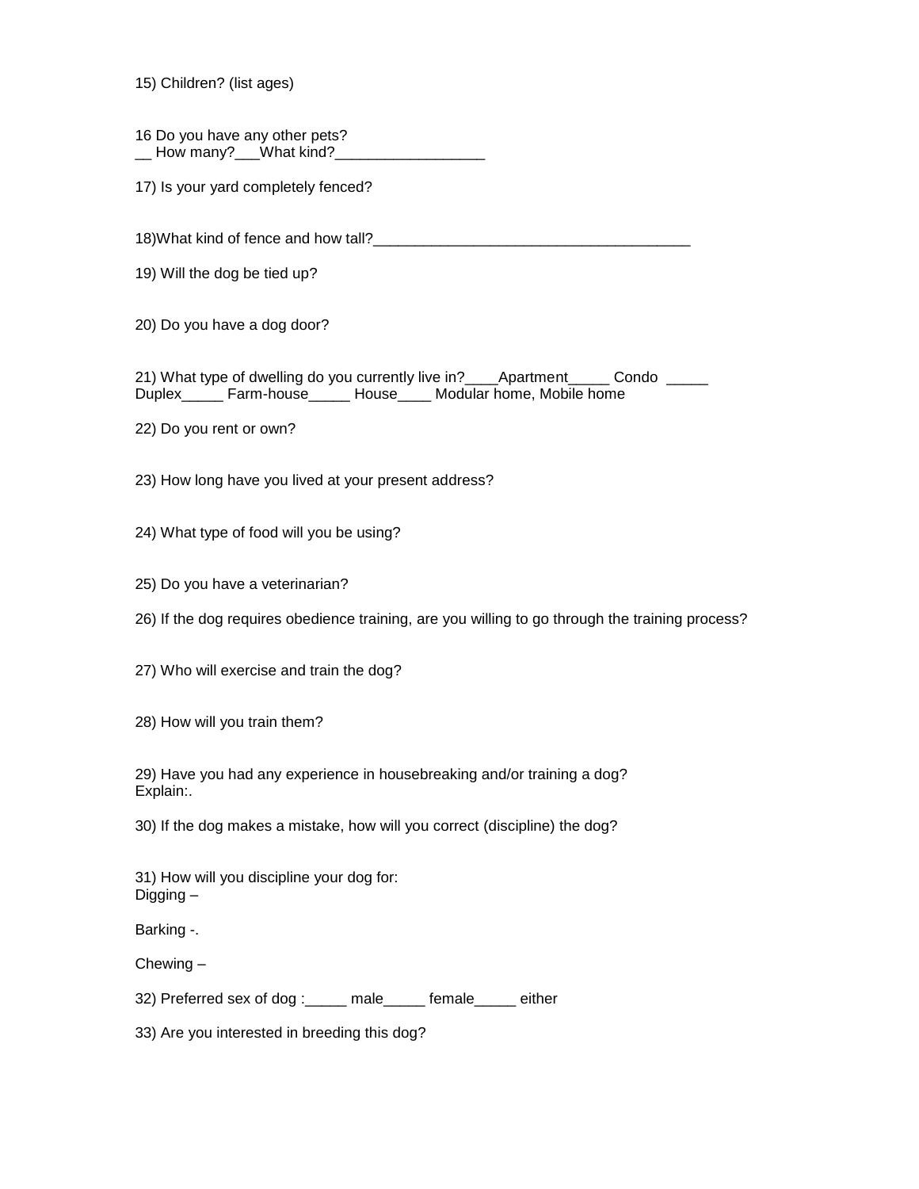15) Children? (list ages)

16 Do you have any other pets?
__ How many?___What kind?__________________

17) Is your yard completely fenced?

18)What kind of fence and how tall?________________________________________

19) Will the dog be tied up?

20) Do you have a dog door?

21) What type of dwelling do you currently live in?____Apartment_____ Condo _____ Duplex_____ Farm-house_____ House____ Modular home, Mobile home

22) Do you rent or own?

23) How long have you lived at your present address?

24) What type of food will you be using?

25) Do you have a veterinarian?

26) If the dog requires obedience training, are you willing to go through the training process?

27) Who will exercise and train the dog?

28) How will you train them?

29) Have you had any experience in housebreaking and/or training a dog?
Explain:.

30) If the dog makes a mistake, how will you correct (discipline) the dog?

31) How will you discipline your dog for:
Digging –

Barking -.

Chewing –

32) Preferred sex of dog :_____ male_____ female_____ either

33) Are you interested in breeding this dog?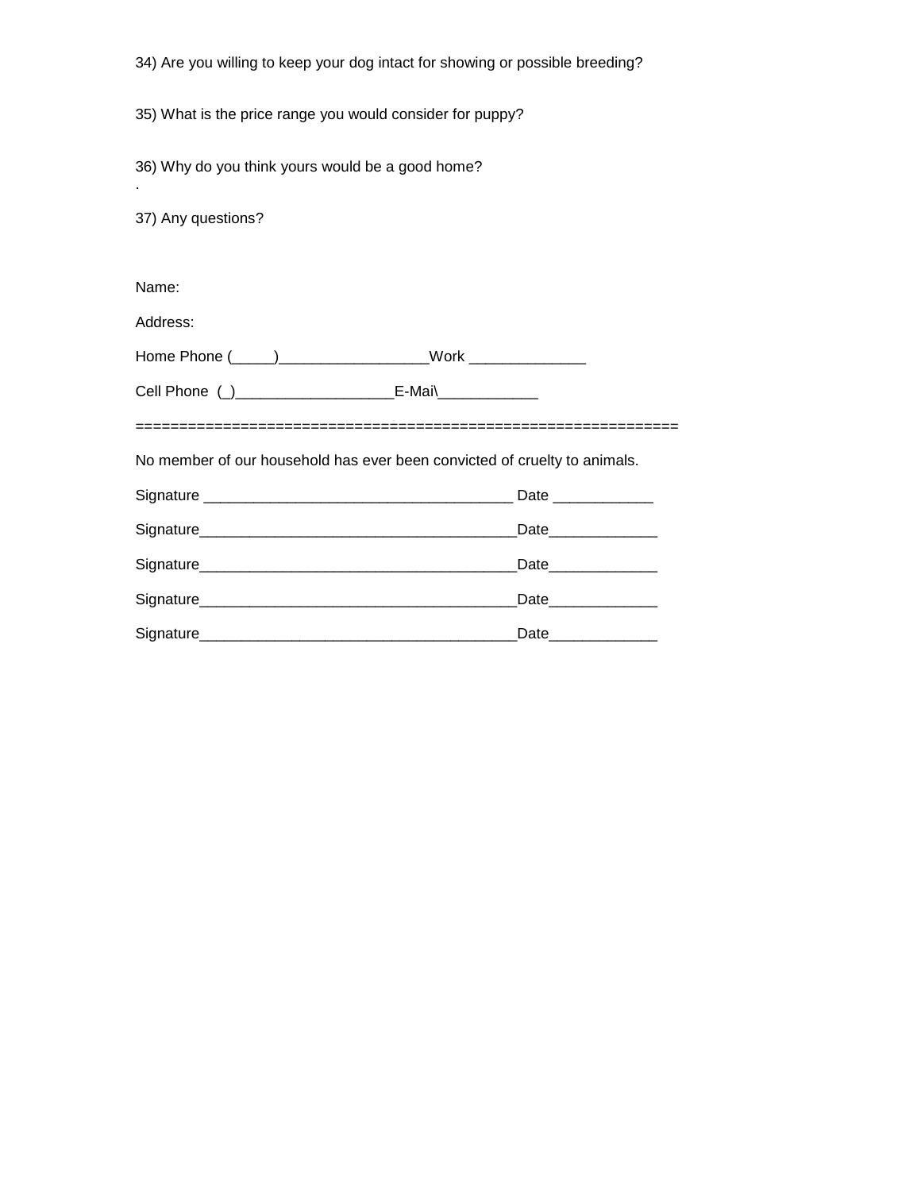34) Are you willing to keep your dog intact for showing or possible breeding?

35) What is the price range you would consider for puppy?

36) Why do you think yours would be a good home?
.

37) Any questions?

Name:

Address:

Home Phone (_____)__________________Work ______________

Cell Phone  (_)___________________E-Mai\____________

==============================================================

No member of our household has ever been convicted of cruelty to animals.

Signature _____________________________________ Date ____________

Signature______________________________________Date_____________

Signature______________________________________Date_____________

Signature______________________________________Date_____________

Signature______________________________________Date_____________